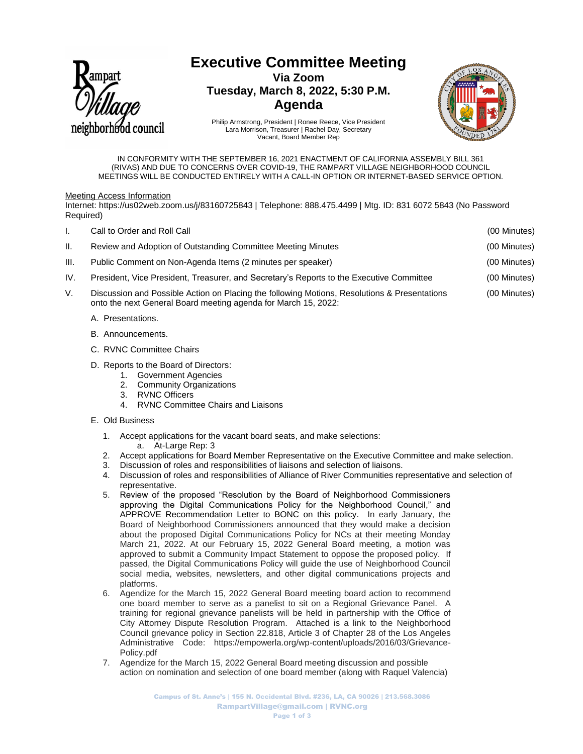# Executive Committee Meeting

## Via Zoom
## Tuesday, March 8, 2022, 5:30 P.M.
## Agenda

Philip Armstrong, President | Ronee Reece, Vice President
Lara Morrison, Treasurer | Rachel Day, Secretary
Vacant, Board Member Rep

IN CONFORMITY WITH THE SEPTEMBER 16, 2021 ENACTMENT OF CALIFORNIA ASSEMBLY BILL 361 (RIVAS) AND DUE TO CONCERNS OVER COVID-19, THE RAMPART VILLAGE NEIGHBORHOOD COUNCIL MEETINGS WILL BE CONDUCTED ENTIRELY WITH A CALL-IN OPTION OR INTERNET-BASED SERVICE OPTION.

Meeting Access Information
Internet: https://us02web.zoom.us/j/83160725843 | Telephone: 888.475.4499 | Mtg. ID: 831 6072 5843 (No Password Required)

I. Call to Order and Roll Call (00 Minutes)

II. Review and Adoption of Outstanding Committee Meeting Minutes (00 Minutes)

III. Public Comment on Non-Agenda Items (2 minutes per speaker) (00 Minutes)

IV. President, Vice President, Treasurer, and Secretary's Reports to the Executive Committee (00 Minutes)

V. Discussion and Possible Action on Placing the following Motions, Resolutions & Presentations onto the next General Board meeting agenda for March 15, 2022: (00 Minutes)

A. Presentations.

B. Announcements.

C. RVNC Committee Chairs

D. Reports to the Board of Directors:
1. Government Agencies
2. Community Organizations
3. RVNC Officers
4. RVNC Committee Chairs and Liaisons

E. Old Business

1. Accept applications for the vacant board seats, and make selections:
   a. At-Large Rep: 3
2. Accept applications for Board Member Representative on the Executive Committee and make selection.
3. Discussion of roles and responsibilities of liaisons and selection of liaisons.
4. Discussion of roles and responsibilities of Alliance of River Communities representative and selection of representative.
5. Review of the proposed "Resolution by the Board of Neighborhood Commissioners approving the Digital Communications Policy for the Neighborhood Council," and APPROVE Recommendation Letter to BONC on this policy. In early January, the Board of Neighborhood Commissioners announced that they would make a decision about the proposed Digital Communications Policy for NCs at their meeting Monday March 21, 2022. At our February 15, 2022 General Board meeting, a motion was approved to submit a Community Impact Statement to oppose the proposed policy. If passed, the Digital Communications Policy will guide the use of Neighborhood Council social media, websites, newsletters, and other digital communications projects and platforms.
6. Agendize for the March 15, 2022 General Board meeting board action to recommend one board member to serve as a panelist to sit on a Regional Grievance Panel. A training for regional grievance panelists will be held in partnership with the Office of City Attorney Dispute Resolution Program. Attached is a link to the Neighborhood Council grievance policy in Section 22.818, Article 3 of Chapter 28 of the Los Angeles Administrative Code: https://empowerla.org/wp-content/uploads/2016/03/Grievance-Policy.pdf
7. Agendize for the March 15, 2022 General Board meeting discussion and possible action on nomination and selection of one board member (along with Raquel Valencia)

Campus of St. Anne's | 155 N. Occidental Blvd. #236, LA, CA 90026 | 213.568.3086
RampartVillage@gmail.com | RVNC.org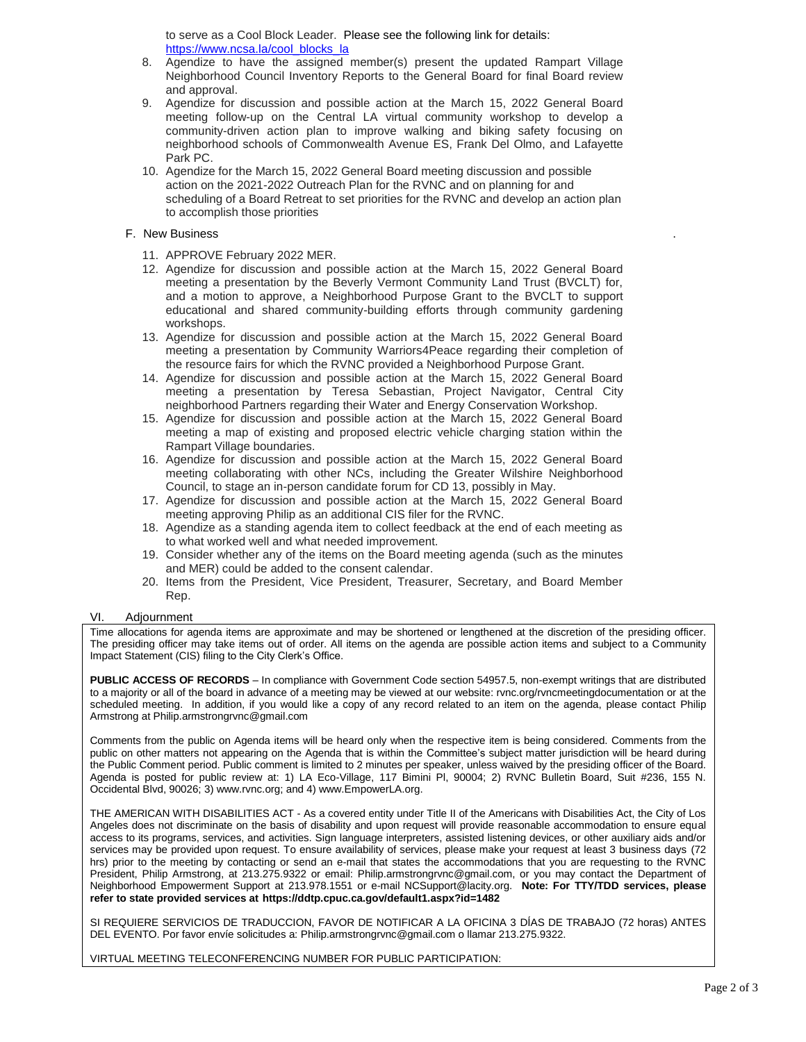to serve as a Cool Block Leader. Please see the following link for details: https://www.ncsa.la/cool_blocks_la

8. Agendize to have the assigned member(s) present the updated Rampart Village Neighborhood Council Inventory Reports to the General Board for final Board review and approval.
9. Agendize for discussion and possible action at the March 15, 2022 General Board meeting follow-up on the Central LA virtual community workshop to develop a community-driven action plan to improve walking and biking safety focusing on neighborhood schools of Commonwealth Avenue ES, Frank Del Olmo, and Lafayette Park PC.
10. Agendize for the March 15, 2022 General Board meeting discussion and possible action on the 2021-2022 Outreach Plan for the RVNC and on planning for and scheduling of a Board Retreat to set priorities for the RVNC and develop an action plan to accomplish those priorities

F. New Business .

11. APPROVE February 2022 MER.
12. Agendize for discussion and possible action at the March 15, 2022 General Board meeting a presentation by the Beverly Vermont Community Land Trust (BVCLT) for, and a motion to approve, a Neighborhood Purpose Grant to the BVCLT to support educational and shared community-building efforts through community gardening workshops.
13. Agendize for discussion and possible action at the March 15, 2022 General Board meeting a presentation by Community Warriors4Peace regarding their completion of the resource fairs for which the RVNC provided a Neighborhood Purpose Grant.
14. Agendize for discussion and possible action at the March 15, 2022 General Board meeting a presentation by Teresa Sebastian, Project Navigator, Central City neighborhood Partners regarding their Water and Energy Conservation Workshop.
15. Agendize for discussion and possible action at the March 15, 2022 General Board meeting a map of existing and proposed electric vehicle charging station within the Rampart Village boundaries.
16. Agendize for discussion and possible action at the March 15, 2022 General Board meeting collaborating with other NCs, including the Greater Wilshire Neighborhood Council, to stage an in-person candidate forum for CD 13, possibly in May.
17. Agendize for discussion and possible action at the March 15, 2022 General Board meeting approving Philip as an additional CIS filer for the RVNC.
18. Agendize as a standing agenda item to collect feedback at the end of each meeting as to what worked well and what needed improvement.
19. Consider whether any of the items on the Board meeting agenda (such as the minutes and MER) could be added to the consent calendar.
20. Items from the President, Vice President, Treasurer, Secretary, and Board Member Rep.

VI. Adjournment

Time allocations for agenda items are approximate and may be shortened or lengthened at the discretion of the presiding officer. The presiding officer may take items out of order. All items on the agenda are possible action items and subject to a Community Impact Statement (CIS) filing to the City Clerk's Office.

**PUBLIC ACCESS OF RECORDS** – In compliance with Government Code section 54957.5, non-exempt writings that are distributed to a majority or all of the board in advance of a meeting may be viewed at our website: rvnc.org/rvncmeetingdocumentation or at the scheduled meeting. In addition, if you would like a copy of any record related to an item on the agenda, please contact Philip Armstrong at Philip.armstrongrvnc@gmail.com

Comments from the public on Agenda items will be heard only when the respective item is being considered. Comments from the public on other matters not appearing on the Agenda that is within the Committee's subject matter jurisdiction will be heard during the Public Comment period. Public comment is limited to 2 minutes per speaker, unless waived by the presiding officer of the Board. Agenda is posted for public review at: 1) LA Eco-Village, 117 Bimini Pl, 90004; 2) RVNC Bulletin Board, Suit #236, 155 N. Occidental Blvd, 90026; 3) www.rvnc.org; and 4) www.EmpowerLA.org.

THE AMERICAN WITH DISABILITIES ACT - As a covered entity under Title II of the Americans with Disabilities Act, the City of Los Angeles does not discriminate on the basis of disability and upon request will provide reasonable accommodation to ensure equal access to its programs, services, and activities. Sign language interpreters, assisted listening devices, or other auxiliary aids and/or services may be provided upon request. To ensure availability of services, please make your request at least 3 business days (72 hrs) prior to the meeting by contacting or send an e-mail that states the accommodations that you are requesting to the RVNC President, Philip Armstrong, at 213.275.9322 or email: Philip.armstrongrvnc@gmail.com, or you may contact the Department of Neighborhood Empowerment Support at 213.978.1551 or e-mail NCSupport@lacity.org. **Note: For TTY/TDD services, please refer to state provided services at https://ddtp.cpuc.ca.gov/default1.aspx?id=1482**

SI REQUIERE SERVICIOS DE TRADUCCION, FAVOR DE NOTIFICAR A LA OFICINA 3 DÍAS DE TRABAJO (72 horas) ANTES DEL EVENTO. Por favor envíe solicitudes a: Philip.armstrongrvnc@gmail.com o llamar 213.275.9322.

VIRTUAL MEETING TELECONFERENCING NUMBER FOR PUBLIC PARTICIPATION: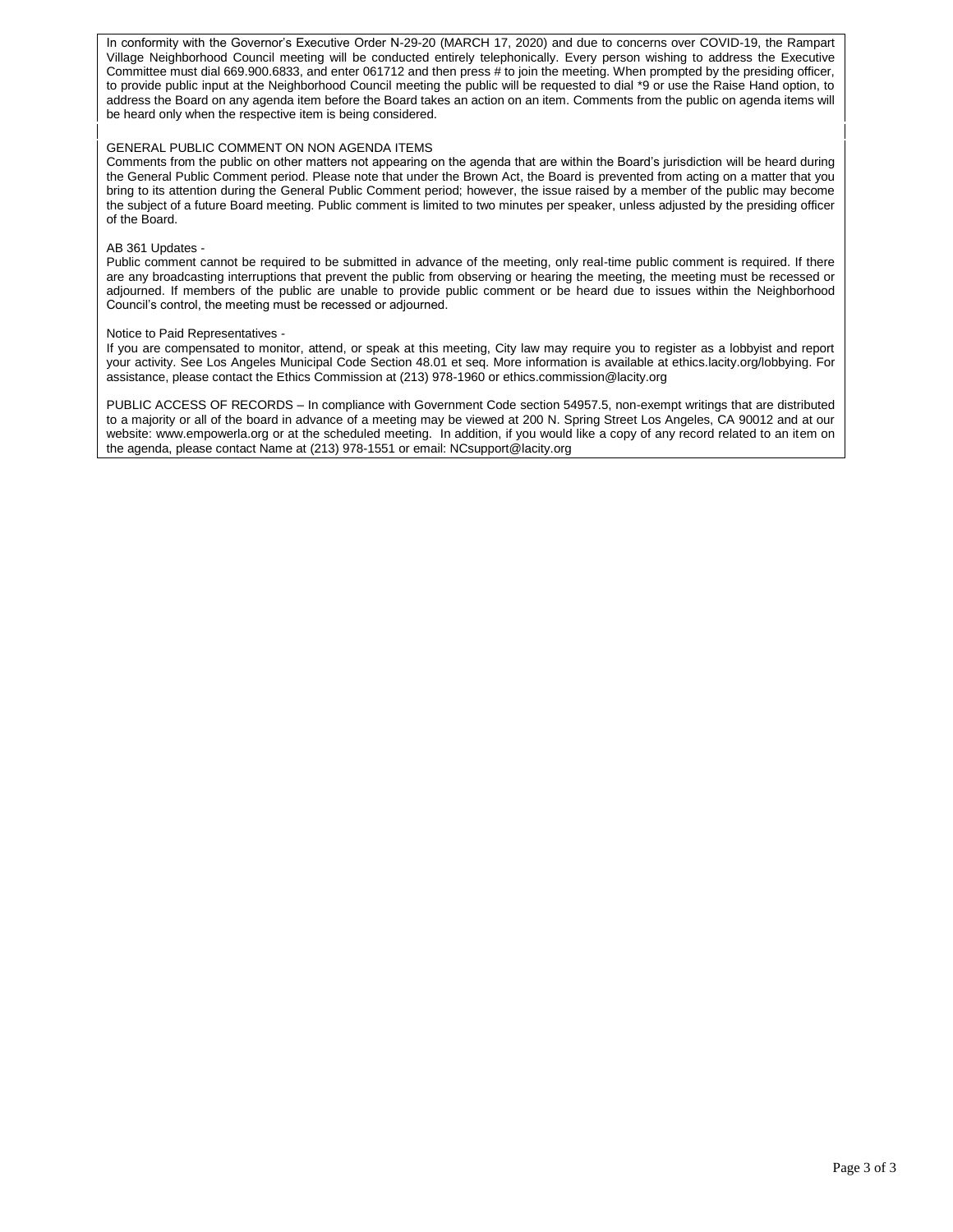In conformity with the Governor's Executive Order N-29-20 (MARCH 17, 2020) and due to concerns over COVID-19, the Rampart Village Neighborhood Council meeting will be conducted entirely telephonically. Every person wishing to address the Executive Committee must dial 669.900.6833, and enter 061712 and then press # to join the meeting. When prompted by the presiding officer, to provide public input at the Neighborhood Council meeting the public will be requested to dial *9 or use the Raise Hand option, to address the Board on any agenda item before the Board takes an action on an item. Comments from the public on agenda items will be heard only when the respective item is being considered.

GENERAL PUBLIC COMMENT ON NON AGENDA ITEMS

Comments from the public on other matters not appearing on the agenda that are within the Board's jurisdiction will be heard during the General Public Comment period. Please note that under the Brown Act, the Board is prevented from acting on a matter that you bring to its attention during the General Public Comment period; however, the issue raised by a member of the public may become the subject of a future Board meeting. Public comment is limited to two minutes per speaker, unless adjusted by the presiding officer of the Board.

AB 361 Updates -

Public comment cannot be required to be submitted in advance of the meeting, only real-time public comment is required. If there are any broadcasting interruptions that prevent the public from observing or hearing the meeting, the meeting must be recessed or adjourned. If members of the public are unable to provide public comment or be heard due to issues within the Neighborhood Council's control, the meeting must be recessed or adjourned.

Notice to Paid Representatives -

If you are compensated to monitor, attend, or speak at this meeting, City law may require you to register as a lobbyist and report your activity. See Los Angeles Municipal Code Section 48.01 et seq. More information is available at ethics.lacity.org/lobbying. For assistance, please contact the Ethics Commission at (213) 978-1960 or ethics.commission@lacity.org

PUBLIC ACCESS OF RECORDS – In compliance with Government Code section 54957.5, non-exempt writings that are distributed to a majority or all of the board in advance of a meeting may be viewed at 200 N. Spring Street Los Angeles, CA 90012 and at our website: www.empowerla.org or at the scheduled meeting. In addition, if you would like a copy of any record related to an item on the agenda, please contact Name at (213) 978-1551 or email: NCsupport@lacity.org